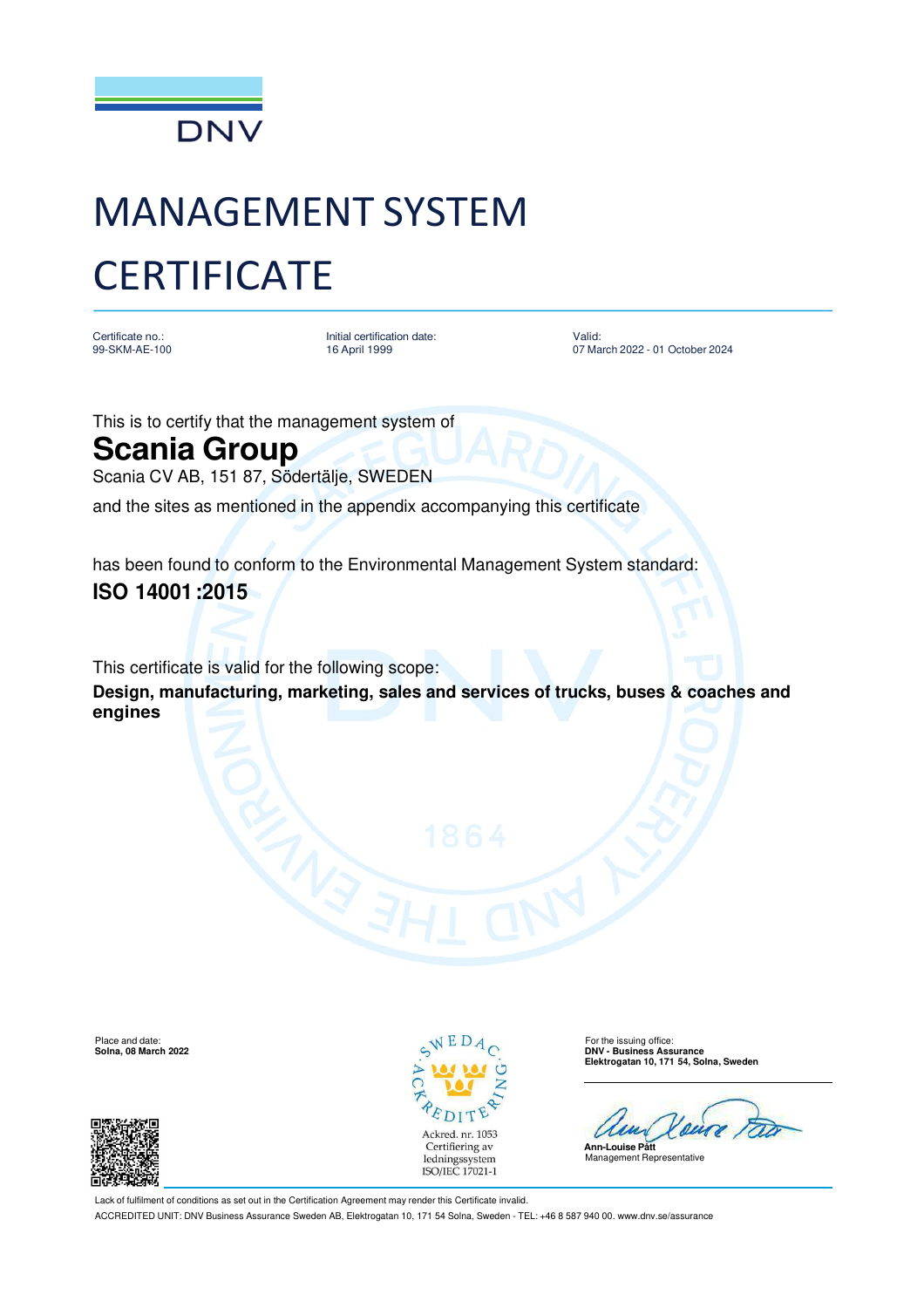DNV

# MANAGEMENT SYSTEM CERTIFICATE

| Certificate no.: | Initial certification date: | Valid: |
| --- | --- | --- |
| 99-SKM-AE-100 | 16 April 1999 | 07 March 2022 - 01 October 2024 |

This is to certify that the management system of

## Scania Group

Scania CV AB, 151 87, Södertälje, SWEDEN

and the sites as mentioned in the appendix accompanying this certificate

has been found to conform to the Environmental Management System standard:

**ISO 14001 :2015**

This certificate is valid for the following scope:

**Design, manufacturing, marketing, sales and services of trucks, buses & coaches and engines**

Place and date:
**Solna, 08 March 2022**

SWEDAC ACKREDITERING
Ackred. nr. 1053
Certifiering av ledningssystem
ISO/IEC 17021-1

For the issuing office:
**DNV - Business Assurance**
**Elektrogatan 10, 171 54, Solna, Sweden**

**Ann-Louise Pått**
Management Representative

Lack of fulfilment of conditions as set out in the Certification Agreement may render this Certificate invalid.

ACCREDITED UNIT: DNV Business Assurance Sweden AB, Elektrogatan 10, 171 54 Solna, Sweden - TEL: +46 8 587 940 00. www.dnv.se/assurance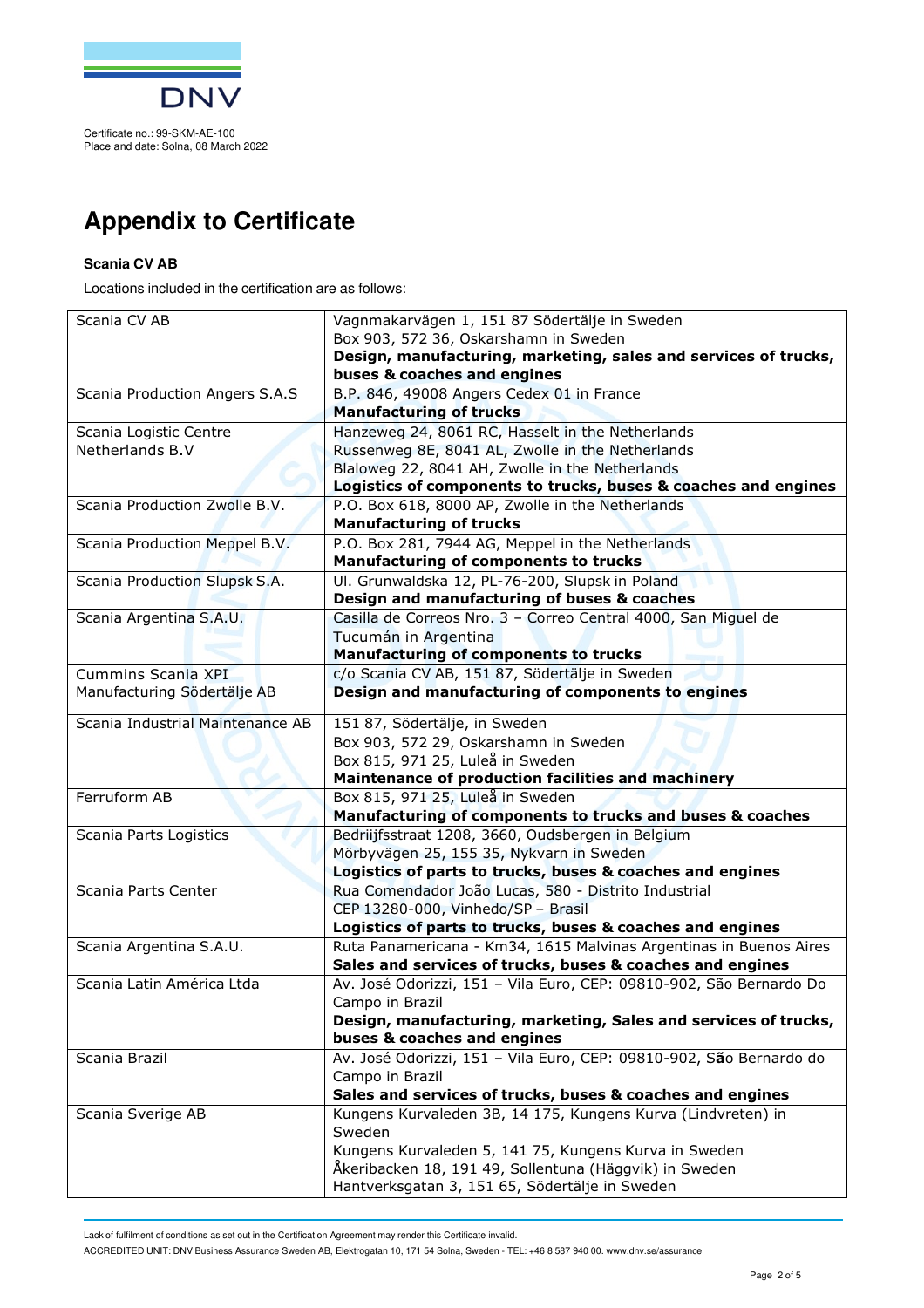Certificate no.: 99-SKM-AE-100
Place and date: Solna, 08 March 2022

# Appendix to Certificate

**Scania CV AB**

Locations included in the certification are as follows:

| | |
|---|---|
| Scania CV AB | Vagnmakarvägen 1, 151 87 Södertälje in Sweden<br>Box 903, 572 36, Oskarshamn in Sweden<br>**Design, manufacturing, marketing, sales and services of trucks, buses & coaches and engines** |
| Scania Production Angers S.A.S | B.P. 846, 49008 Angers Cedex 01 in France<br>**Manufacturing of trucks** |
| Scania Logistic Centre Netherlands B.V | Hanzeweg 24, 8061 RC, Hasselt in the Netherlands<br>Russenweg 8E, 8041 AL, Zwolle in the Netherlands<br>Blaloweg 22, 8041 AH, Zwolle in the Netherlands<br>**Logistics of components to trucks, buses & coaches and engines** |
| Scania Production Zwolle B.V. | P.O. Box 618, 8000 AP, Zwolle in the Netherlands<br>**Manufacturing of trucks** |
| Scania Production Meppel B.V. | P.O. Box 281, 7944 AG, Meppel in the Netherlands<br>**Manufacturing of components to trucks** |
| Scania Production Slupsk S.A. | Ul. Grunwaldska 12, PL-76-200, Slupsk in Poland<br>**Design and manufacturing of buses & coaches** |
| Scania Argentina S.A.U. | Casilla de Correos Nro. 3 – Correo Central 4000, San Miguel de Tucumán in Argentina<br>**Manufacturing of components to trucks** |
| Cummins Scania XPI Manufacturing Södertälje AB | c/o Scania CV AB, 151 87, Södertälje in Sweden<br>**Design and manufacturing of components to engines** |
| Scania Industrial Maintenance AB | 151 87, Södertälje, in Sweden<br>Box 903, 572 29, Oskarshamn in Sweden<br>Box 815, 971 25, Luleå in Sweden<br>**Maintenance of production facilities and machinery** |
| Ferruform AB | Box 815, 971 25, Luleå in Sweden<br>**Manufacturing of components to trucks and buses & coaches** |
| Scania Parts Logistics | Bedriijfsstraat 1208, 3660, Oudsbergen in Belgium<br>Mörbyvägen 25, 155 35, Nykvarn in Sweden<br>**Logistics of parts to trucks, buses & coaches and engines** |
| Scania Parts Center | Rua Comendador João Lucas, 580 - Distrito Industrial<br>CEP 13280-000, Vinhedo/SP – Brasil<br>**Logistics of parts to trucks, buses & coaches and engines** |
| Scania Argentina S.A.U. | Ruta Panamericana - Km34, 1615 Malvinas Argentinas in Buenos Aires<br>**Sales and services of trucks, buses & coaches and engines** |
| Scania Latin América Ltda | Av. José Odorizzi, 151 – Vila Euro, CEP: 09810-902, São Bernardo Do Campo in Brazil<br>**Design, manufacturing, marketing, Sales and services of trucks, buses & coaches and engines** |
| Scania Brazil | Av. José Odorizzi, 151 – Vila Euro, CEP: 09810-902, São Bernardo do Campo in Brazil<br>**Sales and services of trucks, buses & coaches and engines** |
| Scania Sverige AB | Kungens Kurvaleden 3B, 14 175, Kungens Kurva (Lindvreten) in Sweden<br>Kungens Kurvaleden 5, 141 75, Kungens Kurva in Sweden<br>Åkeribacken 18, 191 49, Sollentuna (Häggvik) in Sweden<br>Hantverksgatan 3, 151 65, Södertälje in Sweden |

Lack of fulfilment of conditions as set out in the Certification Agreement may render this Certificate invalid.

ACCREDITED UNIT: DNV Business Assurance Sweden AB, Elektrogatan 10, 171 54 Solna, Sweden - TEL: +46 8 587 940 00. www.dnv.se/assurance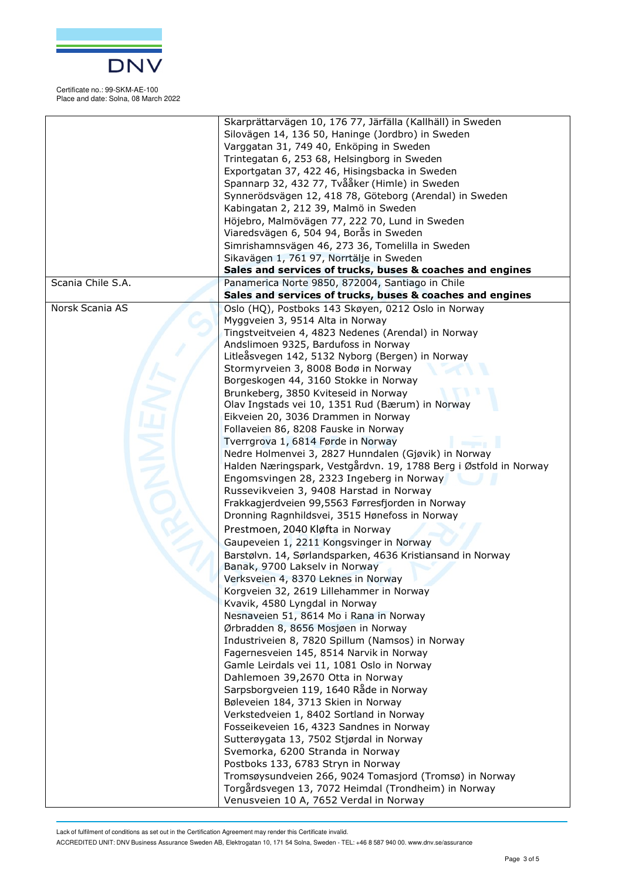Certificate no.: 99-SKM-AE-100
Place and date: Solna, 08 March 2022

| | |
|---|---|
| | Skarprättarvägen 10, 176 77, Järfälla (Kallhäll) in Sweden<br>Silovägen 14, 136 50, Haninge (Jordbro) in Sweden<br>Varggatan 31, 749 40, Enköping in Sweden<br>Trintegatan 6, 253 68, Helsingborg in Sweden<br>Exportgatan 37, 422 46, Hisingsbacka in Sweden<br>Spannarp 32, 432 77, Tvååker (Himle) in Sweden<br>Synnerödsvägen 12, 418 78, Göteborg (Arendal) in Sweden<br>Kabingatan 2, 212 39, Malmö in Sweden<br>Höjebro, Malmövägen 77, 222 70, Lund in Sweden<br>Viaredsvägen 6, 504 94, Borås in Sweden<br>Simrishamnsvägen 46, 273 36, Tomelilla in Sweden<br>Sikavägen 1, 761 97, Norrtälje in Sweden<br>**Sales and services of trucks, buses & coaches and engines** |
| Scania Chile S.A. | Panamerica Norte 9850, 872004, Santiago in Chile<br>**Sales and services of trucks, buses & coaches and engines** |
| Norsk Scania AS | Oslo (HQ), Postboks 143 Skøyen, 0212 Oslo in Norway<br>Myggveien 3, 9514 Alta in Norway<br>Tingstveitveien 4, 4823 Nedenes (Arendal) in Norway<br>Andslimoen 9325, Bardufoss in Norway<br>Litleåsvegen 142, 5132 Nyborg (Bergen) in Norway<br>Stormyrveien 3, 8008 Bodø in Norway<br>Borgeskogen 44, 3160 Stokke in Norway<br>Brunkeberg, 3850 Kviteseid in Norway<br>Olav Ingstads vei 10, 1351 Rud (Bærum) in Norway<br>Eikveien 20, 3036 Drammen in Norway<br>Follaveien 86, 8208 Fauske in Norway<br>Tverrgrova 1, 6814 Førde in Norway<br>Nedre Holmenvei 3, 2827 Hunndalen (Gjøvik) in Norway<br>Halden Næringspark, Vestgårdvn. 19, 1788 Berg i Østfold in Norway<br>Engomsvingen 28, 2323 Ingeberg in Norway<br>Russevikveien 3, 9408 Harstad in Norway<br>Frakkagjerdveien 99,5563 Førresfjorden in Norway<br>Dronning Ragnhildsvei, 3515 Hønefoss in Norway<br>Prestmoen, 2040 Kløfta in Norway<br>Gaupeveien 1, 2211 Kongsvinger in Norway<br>Barstølvn. 14, Sørlandsparken, 4636 Kristiansand in Norway<br>Banak, 9700 Lakselv in Norway<br>Verksveien 4, 8370 Leknes in Norway<br>Korgveien 32, 2619 Lillehammer in Norway<br>Kvavik, 4580 Lyngdal in Norway<br>Nesnaveien 51, 8614 Mo i Rana in Norway<br>Ørbradden 8, 8656 Mosjøen in Norway<br>Industriveien 8, 7820 Spillum (Namsos) in Norway<br>Fagernesveien 145, 8514 Narvik in Norway<br>Gamle Leirdals vei 11, 1081 Oslo in Norway<br>Dahlemoen 39,2670 Otta in Norway<br>Sarpsborgveien 119, 1640 Råde in Norway<br>Bøleveien 184, 3713 Skien in Norway<br>Verkstedveien 1, 8402 Sortland in Norway<br>Fosseikeveien 16, 4323 Sandnes in Norway<br>Sutterøygata 13, 7502 Stjørdal in Norway<br>Svemorka, 6200 Stranda in Norway<br>Postboks 133, 6783 Stryn in Norway<br>Tromsøysundveien 266, 9024 Tomasjord (Tromsø) in Norway<br>Torgårdsvegen 13, 7072 Heimdal (Trondheim) in Norway<br>Venusveien 10 A, 7652 Verdal in Norway |

Lack of fulfilment of conditions as set out in the Certification Agreement may render this Certificate invalid.

ACCREDITED UNIT: DNV Business Assurance Sweden AB, Elektrogatan 10, 171 54 Solna, Sweden - TEL: +46 8 587 940 00. www.dnv.se/assurance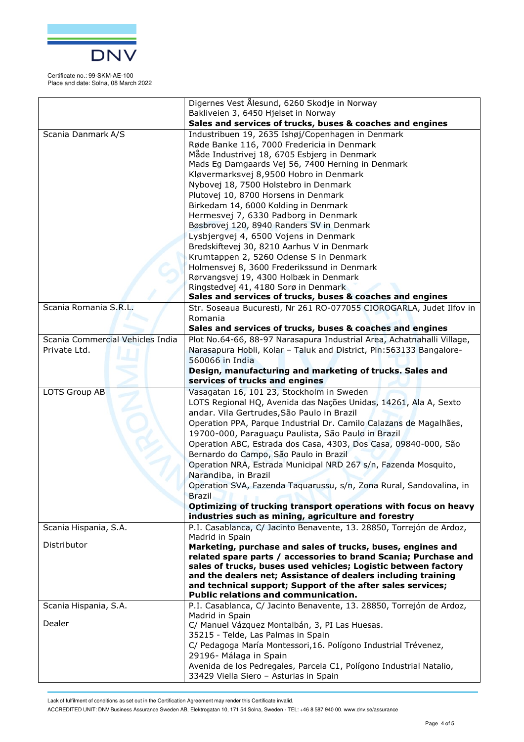Certificate no.: 99-SKM-AE-100
Place and date: Solna, 08 March 2022

| | |
|---|---|
| | Digernes Vest Ålesund, 6260 Skodje in Norway<br>Bakliveien 3, 6450 Hjelset in Norway<br>**Sales and services of trucks, buses & coaches and engines** |
| Scania Danmark A/S | Industribuen 19, 2635 Ishøj/Copenhagen in Denmark<br>Røde Banke 116, 7000 Fredericia in Denmark<br>Måde Industrivej 18, 6705 Esbjerg in Denmark<br>Mads Eg Damgaards Vej 56, 7400 Herning in Denmark<br>Kløvermarksvej 8,9500 Hobro in Denmark<br>Nybovej 18, 7500 Holstebro in Denmark<br>Plutovej 10, 8700 Horsens in Denmark<br>Birkedam 14, 6000 Kolding in Denmark<br>Hermesvej 7, 6330 Padborg in Denmark<br>Bøsbrovej 120, 8940 Randers SV in Denmark<br>Lysbjergvej 4, 6500 Vojens in Denmark<br>Bredskiftevej 30, 8210 Aarhus V in Denmark<br>Krumtappen 2, 5260 Odense S in Denmark<br>Holmensvej 8, 3600 Frederikssund in Denmark<br>Rørvangsvej 19, 4300 Holbæk in Denmark<br>Ringstedvej 41, 4180 Sorø in Denmark<br>**Sales and services of trucks, buses & coaches and engines** |
| Scania Romania S.R.L. | Str. Soseaua Bucuresti, Nr 261 RO-077055 CIOROGARLA, Judet Ilfov in Romania<br>**Sales and services of trucks, buses & coaches and engines** |
| Scania Commercial Vehicles India Private Ltd. | Plot No.64-66, 88-97 Narasapura Industrial Area, Achatnahalli Village, Narasapura Hobli, Kolar – Taluk and District, Pin:563133 Bangalore-560066 in India<br>**Design, manufacturing and marketing of trucks. Sales and services of trucks and engines** |
| LOTS Group AB | Vasagatan 16, 101 23, Stockholm in Sweden<br>LOTS Regional HQ, Avenida das Nações Unidas, 14261, Ala A, Sexto andar. Vila Gertrudes,São Paulo in Brazil<br>Operation PPA, Parque Industrial Dr. Camilo Calazans de Magalhães, 19700-000, Paraguaçu Paulista, São Paulo in Brazil<br>Operation ABC, Estrada dos Casa, 4303, Dos Casa, 09840-000, São Bernardo do Campo, São Paulo in Brazil<br>Operation NRA, Estrada Municipal NRD 267 s/n, Fazenda Mosquito, Narandiba, in Brazil<br>Operation SVA, Fazenda Taquarussu, s/n, Zona Rural, Sandovalina, in Brazil<br>**Optimizing of trucking transport operations with focus on heavy industries such as mining, agriculture and forestry** |
| Scania Hispania, S.A.<br><br>Distributor | P.I. Casablanca, C/ Jacinto Benavente, 13. 28850, Torrejón de Ardoz, Madrid in Spain<br>**Marketing, purchase and sales of trucks, buses, engines and related spare parts / accessories to brand Scania; Purchase and sales of trucks, buses used vehicles; Logistic between factory and the dealers net; Assistance of dealers including training and technical support; Support of the after sales services; Public relations and communication.** |
| Scania Hispania, S.A.<br><br>Dealer | P.I. Casablanca, C/ Jacinto Benavente, 13. 28850, Torrejón de Ardoz, Madrid in Spain<br>C/ Manuel Vázquez Montalbán, 3, PI Las Huesas.<br>35215 - Telde, Las Palmas in Spain<br>C/ Pedagoga María Montessori,16. Polígono Industrial Trévenez, 29196- Málaga in Spain<br>Avenida de los Pedregales, Parcela C1, Polígono Industrial Natalio, 33429 Viella Siero – Asturias in Spain |

Lack of fulfilment of conditions as set out in the Certification Agreement may render this Certificate invalid.
ACCREDITED UNIT: DNV Business Assurance Sweden AB, Elektrogatan 10, 171 54 Solna, Sweden - TEL: +46 8 587 940 00. www.dnv.se/assurance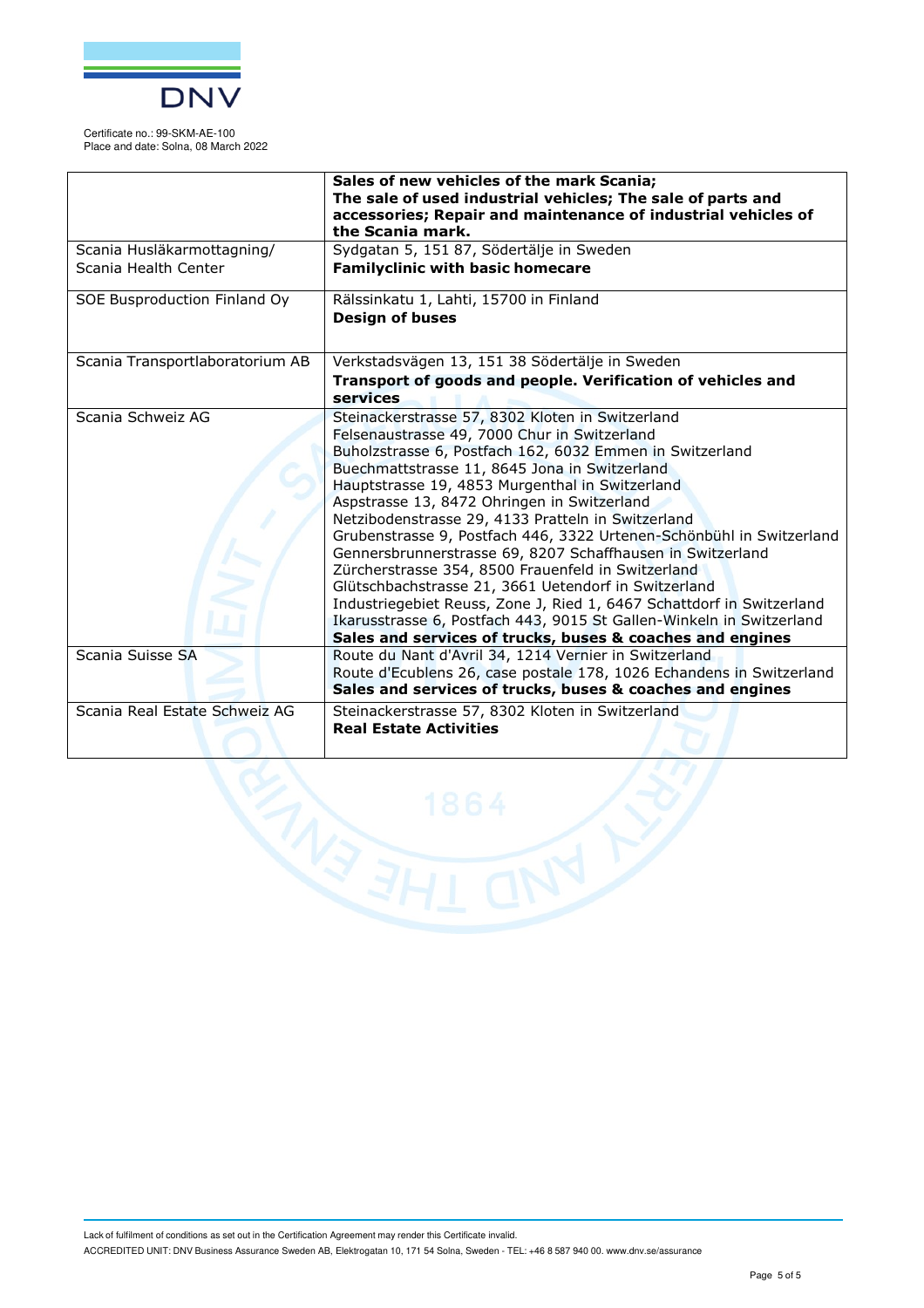Certificate no.: 99-SKM-AE-100
Place and date: Solna, 08 March 2022

| | |
|---|---|
| | **Sales of new vehicles of the mark Scania; The sale of used industrial vehicles; The sale of parts and accessories; Repair and maintenance of industrial vehicles of the Scania mark.** |
| Scania Husläkarmottagning/ Scania Health Center | Sydgatan 5, 151 87, Södertälje in Sweden<br>**Familyclinic with basic homecare** |
| SOE Busproduction Finland Oy | Rälssinkatu 1, Lahti, 15700 in Finland<br>**Design of buses** |
| Scania Transportlaboratorium AB | Verkstadsvägen 13, 151 38 Södertälje in Sweden<br>**Transport of goods and people. Verification of vehicles and services** |
| Scania Schweiz AG | Steinackerstrasse 57, 8302 Kloten in Switzerland<br>Felsenaustrasse 49, 7000 Chur in Switzerland<br>Buholzstrasse 6, Postfach 162, 6032 Emmen in Switzerland<br>Buechmattstrasse 11, 8645 Jona in Switzerland<br>Hauptstrasse 19, 4853 Murgenthal in Switzerland<br>Aspstrasse 13, 8472 Ohringen in Switzerland<br>Netzibodenstrasse 29, 4133 Pratteln in Switzerland<br>Grubenstrasse 9, Postfach 446, 3322 Urtenen-Schönbühl in Switzerland<br>Gennersbrunnerstrasse 69, 8207 Schaffhausen in Switzerland<br>Zürcherstrasse 354, 8500 Frauenfeld in Switzerland<br>Glütschbachstrasse 21, 3661 Uetendorf in Switzerland<br>Industriegebiet Reuss, Zone J, Ried 1, 6467 Schattdorf in Switzerland<br>Ikarusstrasse 6, Postfach 443, 9015 St Gallen-Winkeln in Switzerland<br>**Sales and services of trucks, buses & coaches and engines** |
| Scania Suisse SA | Route du Nant d'Avril 34, 1214 Vernier in Switzerland<br>Route d'Ecublens 26, case postale 178, 1026 Echandens in Switzerland<br>**Sales and services of trucks, buses & coaches and engines** |
| Scania Real Estate Schweiz AG | Steinackerstrasse 57, 8302 Kloten in Switzerland<br>**Real Estate Activities** |

Lack of fulfilment of conditions as set out in the Certification Agreement may render this Certificate invalid.

ACCREDITED UNIT: DNV Business Assurance Sweden AB, Elektrogatan 10, 171 54 Solna, Sweden - TEL: +46 8 587 940 00. www.dnv.se/assurance